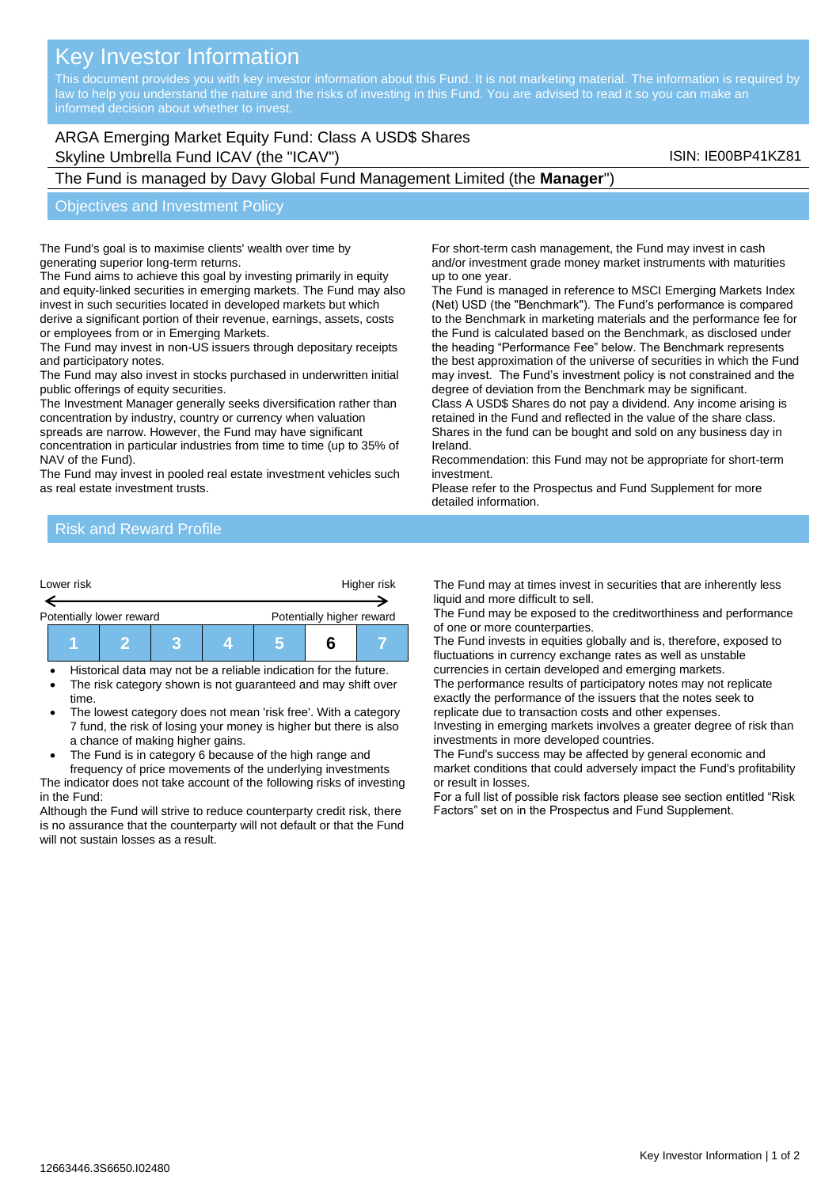# Key Investor Information

This document provides you with key investor information about this Fund. It is not marketing material. The information is required by law to help you understand the nature and the risks of investing in this Fund. You are advised to read it so you can make an informed decision about whether to invest.

ARGA Emerging Market Equity Fund: Class A USD$ Shares
Skyline Umbrella Fund ICAV (the "ICAV")

ISIN: IE00BP41KZ81

The Fund is managed by Davy Global Fund Management Limited (the **Manager**")

## Objectives and Investment Policy

The Fund's goal is to maximise clients' wealth over time by generating superior long-term returns.

The Fund aims to achieve this goal by investing primarily in equity and equity-linked securities in emerging markets. The Fund may also invest in such securities located in developed markets but which derive a significant portion of their revenue, earnings, assets, costs or employees from or in Emerging Markets.

The Fund may invest in non-US issuers through depositary receipts and participatory notes.

The Fund may also invest in stocks purchased in underwritten initial public offerings of equity securities.

The Investment Manager generally seeks diversification rather than concentration by industry, country or currency when valuation spreads are narrow. However, the Fund may have significant concentration in particular industries from time to time (up to 35% of NAV of the Fund).

The Fund may invest in pooled real estate investment vehicles such as real estate investment trusts.

For short-term cash management, the Fund may invest in cash and/or investment grade money market instruments with maturities up to one year.

The Fund is managed in reference to MSCI Emerging Markets Index (Net) USD (the "Benchmark"). The Fund's performance is compared to the Benchmark in marketing materials and the performance fee for the Fund is calculated based on the Benchmark, as disclosed under the heading "Performance Fee" below. The Benchmark represents the best approximation of the universe of securities in which the Fund may invest. The Fund's investment policy is not constrained and the degree of deviation from the Benchmark may be significant.

Class A USD$ Shares do not pay a dividend. Any income arising is retained in the Fund and reflected in the value of the share class.

Shares in the fund can be bought and sold on any business day in Ireland.

Recommendation: this Fund may not be appropriate for short-term investment.

Please refer to the Prospectus and Fund Supplement for more detailed information.

## Risk and Reward Profile

| Lower risk | | | | | | Higher risk |
|---|---|---|---|---|---|---|
| Potentially lower reward | | | | | | Potentially higher reward |
| 1 | 2 | 3 | 4 | 5 | **6** | 7 |

- Historical data may not be a reliable indication for the future.
- The risk category shown is not guaranteed and may shift over time.
- The lowest category does not mean 'risk free'. With a category 7 fund, the risk of losing your money is higher but there is also a chance of making higher gains.
- The Fund is in category 6 because of the high range and frequency of price movements of the underlying investments

The indicator does not take account of the following risks of investing in the Fund:

Although the Fund will strive to reduce counterparty credit risk, there is no assurance that the counterparty will not default or that the Fund will not sustain losses as a result.

The Fund may at times invest in securities that are inherently less liquid and more difficult to sell.

The Fund may be exposed to the creditworthiness and performance of one or more counterparties.

The Fund invests in equities globally and is, therefore, exposed to fluctuations in currency exchange rates as well as unstable currencies in certain developed and emerging markets.

The performance results of participatory notes may not replicate exactly the performance of the issuers that the notes seek to replicate due to transaction costs and other expenses.

Investing in emerging markets involves a greater degree of risk than investments in more developed countries.

The Fund's success may be affected by general economic and market conditions that could adversely impact the Fund's profitability or result in losses.

For a full list of possible risk factors please see section entitled "Risk Factors" set on in the Prospectus and Fund Supplement.

12663446.3S6650.I02480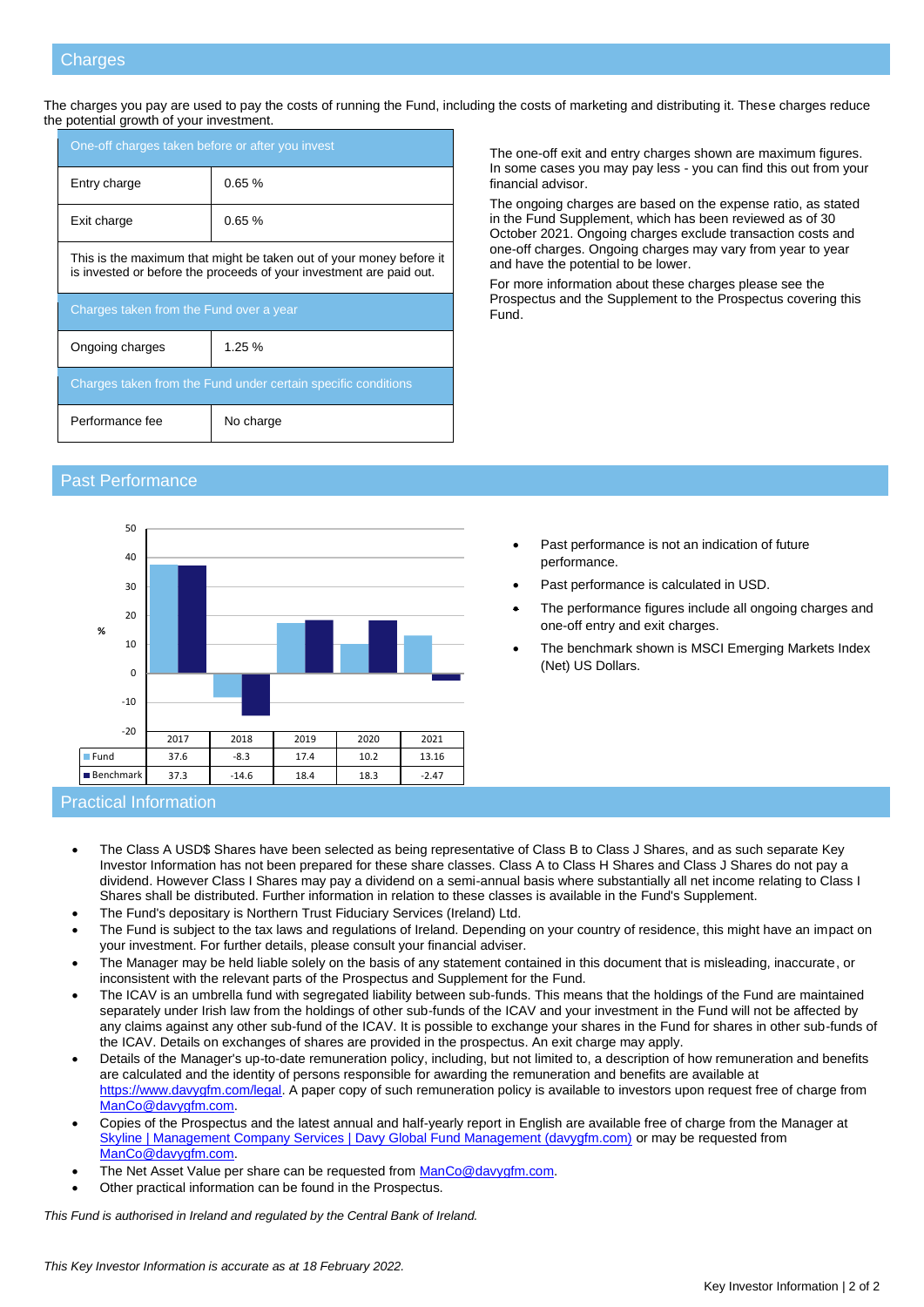## Charges

The charges you pay are used to pay the costs of running the Fund, including the costs of marketing and distributing it. These charges reduce the potential growth of your investment.

| One-off charges taken before or after you invest | |
|---|---|
| Entry charge | 0.65 % |
| Exit charge | 0.65 % |
| This is the maximum that might be taken out of your money before it is invested or before the proceeds of your investment are paid out. | |
| **Charges taken from the Fund over a year** | |
| Ongoing charges | 1.25 % |
| **Charges taken from the Fund under certain specific conditions** | |
| Performance fee | No charge |

The one-off exit and entry charges shown are maximum figures. In some cases you may pay less - you can find this out from your financial advisor.

The ongoing charges are based on the expense ratio, as stated in the Fund Supplement, which has been reviewed as of 30 October 2021. Ongoing charges exclude transaction costs and one-off charges. Ongoing charges may vary from year to year and have the potential to be lower.

For more information about these charges please see the Prospectus and the Supplement to the Prospectus covering this Fund.

## Past Performance

%

50
40
30
20
10
0
-10
-20

2017 2018 2019 2020 2021

Fund 37.6 -8.3 17.4 10.2 13.16

Benchmark 37.3 -14.6 18.4 18.3 -2.47

- Past performance is not an indication of future performance.
- Past performance is calculated in USD.
- The performance figures include all ongoing charges and one-off entry and exit charges.
- The benchmark shown is MSCI Emerging Markets Index (Net) US Dollars.

## Practical Information

- The Class A USD$ Shares have been selected as being representative of Class B to Class J Shares, and as such separate Key Investor Information has not been prepared for these share classes. Class A to Class H Shares and Class J Shares do not pay a dividend. However Class I Shares may pay a dividend on a semi-annual basis where substantially all net income relating to Class I Shares shall be distributed. Further information in relation to these classes is available in the Fund's Supplement.
- The Fund's depositary is Northern Trust Fiduciary Services (Ireland) Ltd.
- The Fund is subject to the tax laws and regulations of Ireland. Depending on your country of residence, this might have an impact on your investment. For further details, please consult your financial adviser.
- The Manager may be held liable solely on the basis of any statement contained in this document that is misleading, inaccurate, or inconsistent with the relevant parts of the Prospectus and Supplement for the Fund.
- The ICAV is an umbrella fund with segregated liability between sub-funds. This means that the holdings of the Fund are maintained separately under Irish law from the holdings of other sub-funds of the ICAV and your investment in the Fund will not be affected by any claims against any other sub-fund of the ICAV. It is possible to exchange your shares in the Fund for shares in other sub-funds of the ICAV. Details on exchanges of shares are provided in the prospectus. An exit charge may apply.
- Details of the Manager's up-to-date remuneration policy, including, but not limited to, a description of how remuneration and benefits are calculated and the identity of persons responsible for awarding the remuneration and benefits are available at https://www.davygfm.com/legal. A paper copy of such remuneration policy is available to investors upon request free of charge from ManCo@davygfm.com.
- Copies of the Prospectus and the latest annual and half-yearly report in English are available free of charge from the Manager at Skyline | Management Company Services | Davy Global Fund Management (davygfm.com) or may be requested from ManCo@davygfm.com.
- The Net Asset Value per share can be requested from ManCo@davygfm.com.
- Other practical information can be found in the Prospectus.

*This Fund is authorised in Ireland and regulated by the Central Bank of Ireland.*

*This Key Investor Information is accurate as at 18 February 2022.*